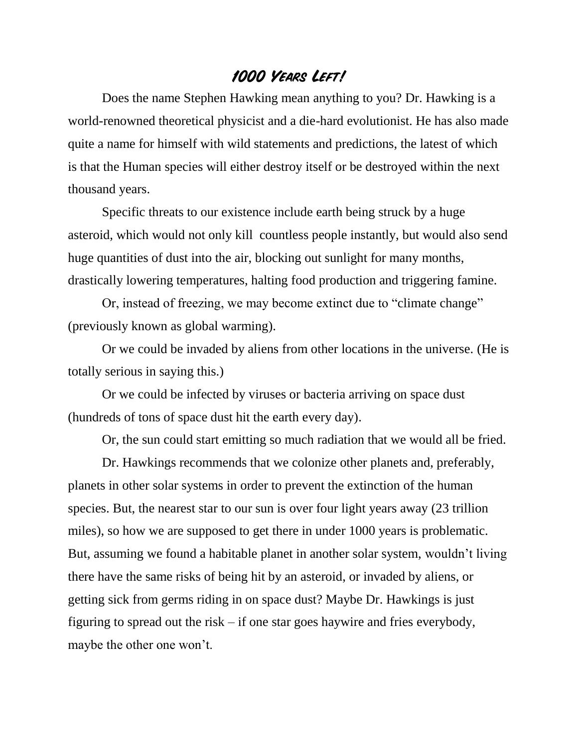# *1000 Years Left!*

Does the name Stephen Hawking mean anything to you? Dr. Hawking is a world-renowned theoretical physicist and a die-hard evolutionist. He has also made quite a name for himself with wild statements and predictions, the latest of which is that the Human species will either destroy itself or be destroyed within the next thousand years.

Specific threats to our existence include earth being struck by a huge asteroid, which would not only kill countless people instantly, but would also send huge quantities of dust into the air, blocking out sunlight for many months, drastically lowering temperatures, halting food production and triggering famine.

Or, instead of freezing, we may become extinct due to "climate change" (previously known as global warming).

Or we could be invaded by aliens from other locations in the universe. (He is totally serious in saying this.)

Or we could be infected by viruses or bacteria arriving on space dust (hundreds of tons of space dust hit the earth every day).

Or, the sun could start emitting so much radiation that we would all be fried.

Dr. Hawkings recommends that we colonize other planets and, preferably, planets in other solar systems in order to prevent the extinction of the human species. But, the nearest star to our sun is over four light years away (23 trillion miles), so how we are supposed to get there in under 1000 years is problematic. But, assuming we found a habitable planet in another solar system, wouldn't living there have the same risks of being hit by an asteroid, or invaded by aliens, or getting sick from germs riding in on space dust? Maybe Dr. Hawkings is just figuring to spread out the risk – if one star goes haywire and fries everybody, maybe the other one won't.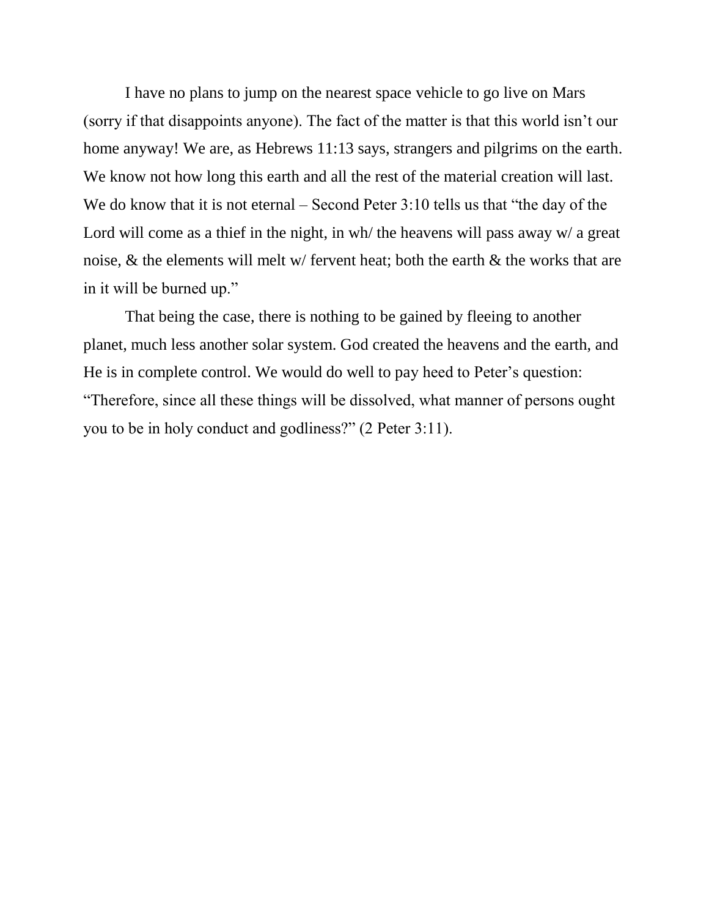I have no plans to jump on the nearest space vehicle to go live on Mars (sorry if that disappoints anyone). The fact of the matter is that this world isn't our home anyway! We are, as Hebrews 11:13 says, strangers and pilgrims on the earth. We know not how long this earth and all the rest of the material creation will last. We do know that it is not eternal – Second Peter 3:10 tells us that "the day of the Lord will come as a thief in the night, in wh/ the heavens will pass away w/ a great noise, & the elements will melt w/ fervent heat; both the earth & the works that are in it will be burned up."

That being the case, there is nothing to be gained by fleeing to another planet, much less another solar system. God created the heavens and the earth, and He is in complete control. We would do well to pay heed to Peter's question: "Therefore, since all these things will be dissolved, what manner of persons ought you to be in holy conduct and godliness?" (2 Peter 3:11).